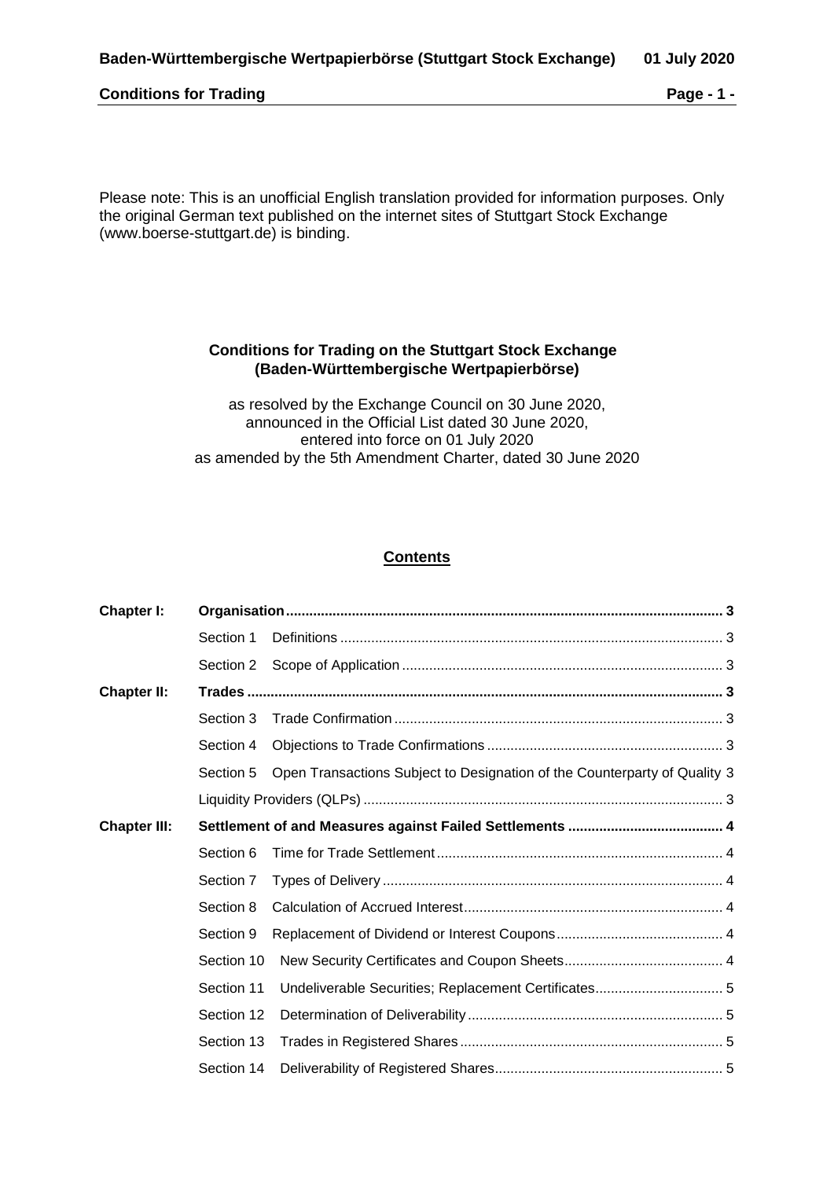Please note: This is an unofficial English translation provided for information purposes. Only the original German text published on the internet sites of Stuttgart Stock Exchange (www.boerse-stuttgart.de) is binding.

# Conditions for Trading on the Stuttgart Stock Exchange (Baden-Württembergische Wertpapierbörse)

as resolved by the Exchange Council on 30 June 2020,
announced in the Official List dated 30 June 2020,
entered into force on 01 July 2020
as amended by the 5th Amendment Charter, dated 30 June 2020

## Contents

| | | | |
|---|---|---|---|
| **Chapter I:** | **Organisation** | | **3** |
| | Section 1 | Definitions | 3 |
| | Section 2 | Scope of Application | 3 |
| **Chapter II:** | **Trades** | | **3** |
| | Section 3 | Trade Confirmation | 3 |
| | Section 4 | Objections to Trade Confirmations | 3 |
| | Section 5 | Open Transactions Subject to Designation of the Counterparty of Quality | 3 |
| | Liquidity Providers (QLPs) | | 3 |
| **Chapter III:** | **Settlement of and Measures against Failed Settlements** | | **4** |
| | Section 6 | Time for Trade Settlement | 4 |
| | Section 7 | Types of Delivery | 4 |
| | Section 8 | Calculation of Accrued Interest | 4 |
| | Section 9 | Replacement of Dividend or Interest Coupons | 4 |
| | Section 10 | New Security Certificates and Coupon Sheets | 4 |
| | Section 11 | Undeliverable Securities; Replacement Certificates | 5 |
| | Section 12 | Determination of Deliverability | 5 |
| | Section 13 | Trades in Registered Shares | 5 |
| | Section 14 | Deliverability of Registered Shares | 5 |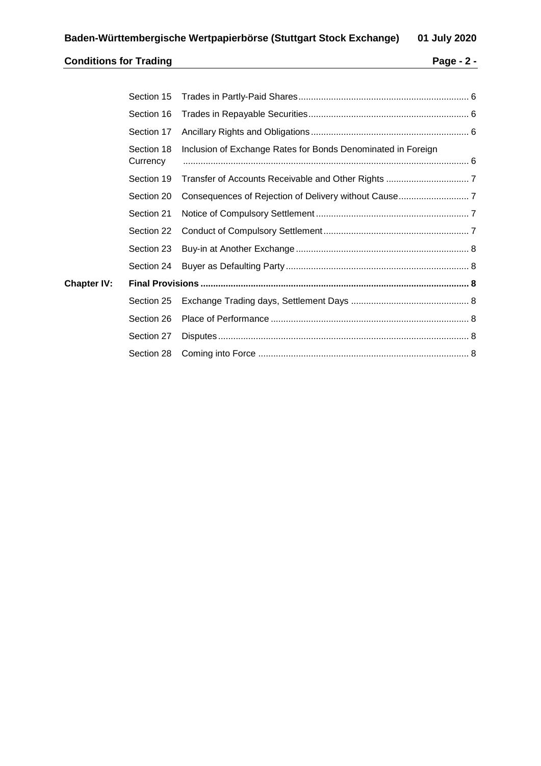| | | | |
|---|---|---|---|
| | Section 15 | Trades in Partly-Paid Shares | 6 |
| | Section 16 | Trades in Repayable Securities | 6 |
| | Section 17 | Ancillary Rights and Obligations | 6 |
| | Section 18 | Inclusion of Exchange Rates for Bonds Denominated in Foreign Currency | 6 |
| | Section 19 | Transfer of Accounts Receivable and Other Rights | 7 |
| | Section 20 | Consequences of Rejection of Delivery without Cause | 7 |
| | Section 21 | Notice of Compulsory Settlement | 7 |
| | Section 22 | Conduct of Compulsory Settlement | 7 |
| | Section 23 | Buy-in at Another Exchange | 8 |
| | Section 24 | Buyer as Defaulting Party | 8 |
| **Chapter IV:** | **Final Provisions** | | **8** |
| | Section 25 | Exchange Trading days, Settlement Days | 8 |
| | Section 26 | Place of Performance | 8 |
| | Section 27 | Disputes | 8 |
| | Section 28 | Coming into Force | 8 |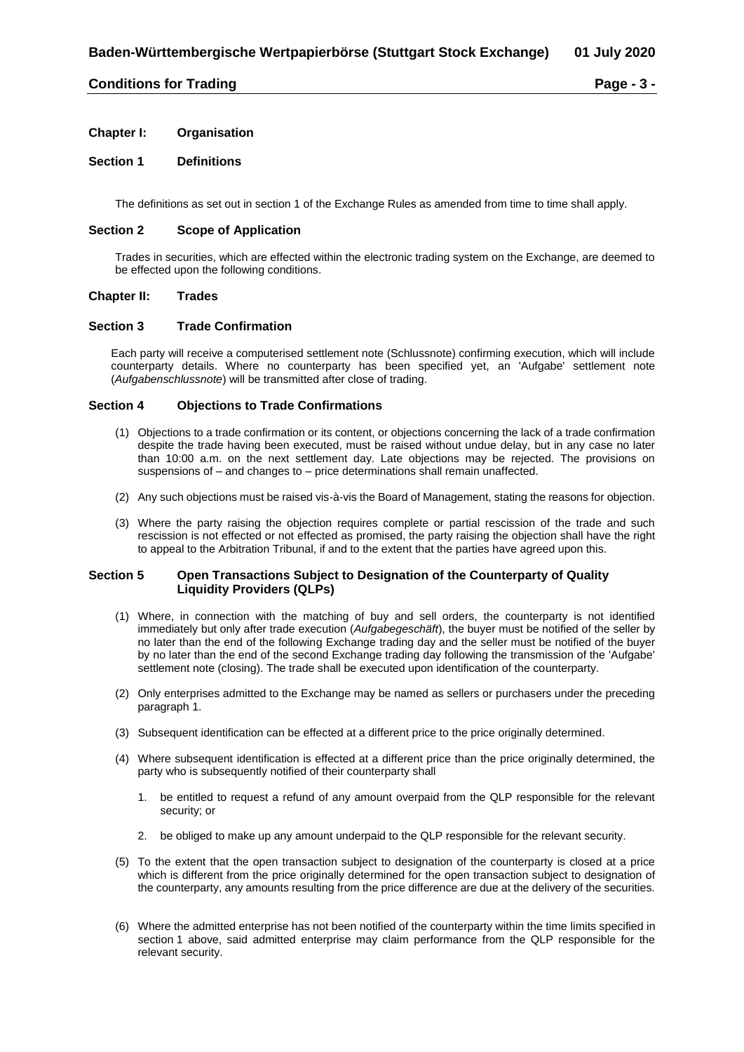## Chapter I: Organisation

### Section 1 Definitions

The definitions as set out in section 1 of the Exchange Rules as amended from time to time shall apply.

### Section 2 Scope of Application

Trades in securities, which are effected within the electronic trading system on the Exchange, are deemed to be effected upon the following conditions.

## Chapter II: Trades

### Section 3 Trade Confirmation

Each party will receive a computerised settlement note (Schlussnote) confirming execution, which will include counterparty details. Where no counterparty has been specified yet, an 'Aufgabe' settlement note (*Aufgabenschlussnote*) will be transmitted after close of trading.

### Section 4 Objections to Trade Confirmations

(1) Objections to a trade confirmation or its content, or objections concerning the lack of a trade confirmation despite the trade having been executed, must be raised without undue delay, but in any case no later than 10:00 a.m. on the next settlement day. Late objections may be rejected. The provisions on suspensions of – and changes to – price determinations shall remain unaffected.

(2) Any such objections must be raised vis-à-vis the Board of Management, stating the reasons for objection.

(3) Where the party raising the objection requires complete or partial rescission of the trade and such rescission is not effected or not effected as promised, the party raising the objection shall have the right to appeal to the Arbitration Tribunal, if and to the extent that the parties have agreed upon this.

### Section 5 Open Transactions Subject to Designation of the Counterparty of Quality Liquidity Providers (QLPs)

(1) Where, in connection with the matching of buy and sell orders, the counterparty is not identified immediately but only after trade execution (*Aufgabegeschäft*), the buyer must be notified of the seller by no later than the end of the following Exchange trading day and the seller must be notified of the buyer by no later than the end of the second Exchange trading day following the transmission of the 'Aufgabe' settlement note (closing). The trade shall be executed upon identification of the counterparty.

(2) Only enterprises admitted to the Exchange may be named as sellers or purchasers under the preceding paragraph 1.

(3) Subsequent identification can be effected at a different price to the price originally determined.

(4) Where subsequent identification is effected at a different price than the price originally determined, the party who is subsequently notified of their counterparty shall

1. be entitled to request a refund of any amount overpaid from the QLP responsible for the relevant security; or

2. be obliged to make up any amount underpaid to the QLP responsible for the relevant security.

(5) To the extent that the open transaction subject to designation of the counterparty is closed at a price which is different from the price originally determined for the open transaction subject to designation of the counterparty, any amounts resulting from the price difference are due at the delivery of the securities.

(6) Where the admitted enterprise has not been notified of the counterparty within the time limits specified in section 1 above, said admitted enterprise may claim performance from the QLP responsible for the relevant security.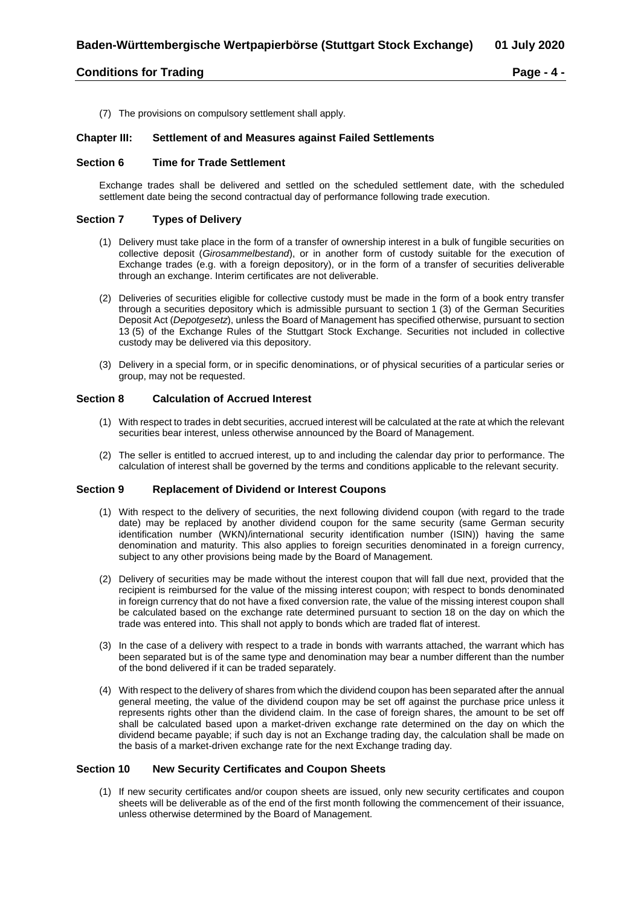(7) The provisions on compulsory settlement shall apply.

## Chapter III: Settlement of and Measures against Failed Settlements

### Section 6 Time for Trade Settlement

Exchange trades shall be delivered and settled on the scheduled settlement date, with the scheduled settlement date being the second contractual day of performance following trade execution.

### Section 7 Types of Delivery

(1) Delivery must take place in the form of a transfer of ownership interest in a bulk of fungible securities on collective deposit (*Girosammelbestand*), or in another form of custody suitable for the execution of Exchange trades (e.g. with a foreign depository), or in the form of a transfer of securities deliverable through an exchange. Interim certificates are not deliverable.

(2) Deliveries of securities eligible for collective custody must be made in the form of a book entry transfer through a securities depository which is admissible pursuant to section 1 (3) of the German Securities Deposit Act (*Depotgesetz*), unless the Board of Management has specified otherwise, pursuant to section 13 (5) of the Exchange Rules of the Stuttgart Stock Exchange. Securities not included in collective custody may be delivered via this depository.

(3) Delivery in a special form, or in specific denominations, or of physical securities of a particular series or group, may not be requested.

### Section 8 Calculation of Accrued Interest

(1) With respect to trades in debt securities, accrued interest will be calculated at the rate at which the relevant securities bear interest, unless otherwise announced by the Board of Management.

(2) The seller is entitled to accrued interest, up to and including the calendar day prior to performance. The calculation of interest shall be governed by the terms and conditions applicable to the relevant security.

### Section 9 Replacement of Dividend or Interest Coupons

(1) With respect to the delivery of securities, the next following dividend coupon (with regard to the trade date) may be replaced by another dividend coupon for the same security (same German security identification number (WKN)/international security identification number (ISIN)) having the same denomination and maturity. This also applies to foreign securities denominated in a foreign currency, subject to any other provisions being made by the Board of Management.

(2) Delivery of securities may be made without the interest coupon that will fall due next, provided that the recipient is reimbursed for the value of the missing interest coupon; with respect to bonds denominated in foreign currency that do not have a fixed conversion rate, the value of the missing interest coupon shall be calculated based on the exchange rate determined pursuant to section 18 on the day on which the trade was entered into. This shall not apply to bonds which are traded flat of interest.

(3) In the case of a delivery with respect to a trade in bonds with warrants attached, the warrant which has been separated but is of the same type and denomination may bear a number different than the number of the bond delivered if it can be traded separately.

(4) With respect to the delivery of shares from which the dividend coupon has been separated after the annual general meeting, the value of the dividend coupon may be set off against the purchase price unless it represents rights other than the dividend claim. In the case of foreign shares, the amount to be set off shall be calculated based upon a market-driven exchange rate determined on the day on which the dividend became payable; if such day is not an Exchange trading day, the calculation shall be made on the basis of a market-driven exchange rate for the next Exchange trading day.

### Section 10 New Security Certificates and Coupon Sheets

(1) If new security certificates and/or coupon sheets are issued, only new security certificates and coupon sheets will be deliverable as of the end of the first month following the commencement of their issuance, unless otherwise determined by the Board of Management.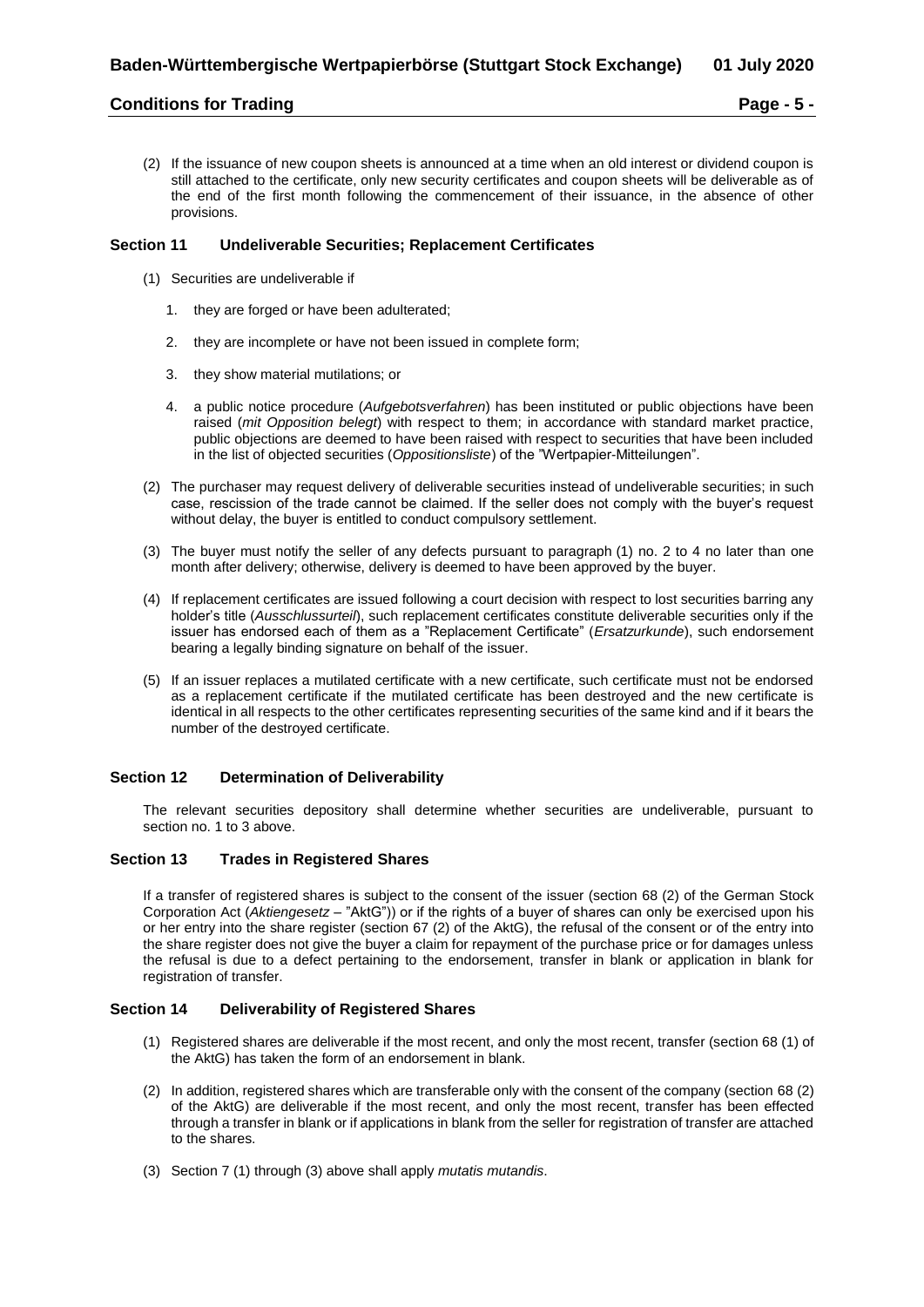(2) If the issuance of new coupon sheets is announced at a time when an old interest or dividend coupon is still attached to the certificate, only new security certificates and coupon sheets will be deliverable as of the end of the first month following the commencement of their issuance, in the absence of other provisions.

## Section 11 Undeliverable Securities; Replacement Certificates

(1) Securities are undeliverable if

1. they are forged or have been adulterated;
2. they are incomplete or have not been issued in complete form;
3. they show material mutilations; or
4. a public notice procedure (*Aufgebotsverfahren*) has been instituted or public objections have been raised (*mit Opposition belegt*) with respect to them; in accordance with standard market practice, public objections are deemed to have been raised with respect to securities that have been included in the list of objected securities (*Oppositionsliste*) of the "Wertpapier-Mitteilungen".

(2) The purchaser may request delivery of deliverable securities instead of undeliverable securities; in such case, rescission of the trade cannot be claimed. If the seller does not comply with the buyer's request without delay, the buyer is entitled to conduct compulsory settlement.

(3) The buyer must notify the seller of any defects pursuant to paragraph (1) no. 2 to 4 no later than one month after delivery; otherwise, delivery is deemed to have been approved by the buyer.

(4) If replacement certificates are issued following a court decision with respect to lost securities barring any holder's title (*Ausschlussurteil*), such replacement certificates constitute deliverable securities only if the issuer has endorsed each of them as a "Replacement Certificate" (*Ersatzurkunde*), such endorsement bearing a legally binding signature on behalf of the issuer.

(5) If an issuer replaces a mutilated certificate with a new certificate, such certificate must not be endorsed as a replacement certificate if the mutilated certificate has been destroyed and the new certificate is identical in all respects to the other certificates representing securities of the same kind and if it bears the number of the destroyed certificate.

## Section 12 Determination of Deliverability

The relevant securities depository shall determine whether securities are undeliverable, pursuant to section no. 1 to 3 above.

## Section 13 Trades in Registered Shares

If a transfer of registered shares is subject to the consent of the issuer (section 68 (2) of the German Stock Corporation Act (*Aktiengesetz* – "AktG")) or if the rights of a buyer of shares can only be exercised upon his or her entry into the share register (section 67 (2) of the AktG), the refusal of the consent or of the entry into the share register does not give the buyer a claim for repayment of the purchase price or for damages unless the refusal is due to a defect pertaining to the endorsement, transfer in blank or application in blank for registration of transfer.

## Section 14 Deliverability of Registered Shares

(1) Registered shares are deliverable if the most recent, and only the most recent, transfer (section 68 (1) of the AktG) has taken the form of an endorsement in blank.

(2) In addition, registered shares which are transferable only with the consent of the company (section 68 (2) of the AktG) are deliverable if the most recent, and only the most recent, transfer has been effected through a transfer in blank or if applications in blank from the seller for registration of transfer are attached to the shares.

(3) Section 7 (1) through (3) above shall apply *mutatis mutandis*.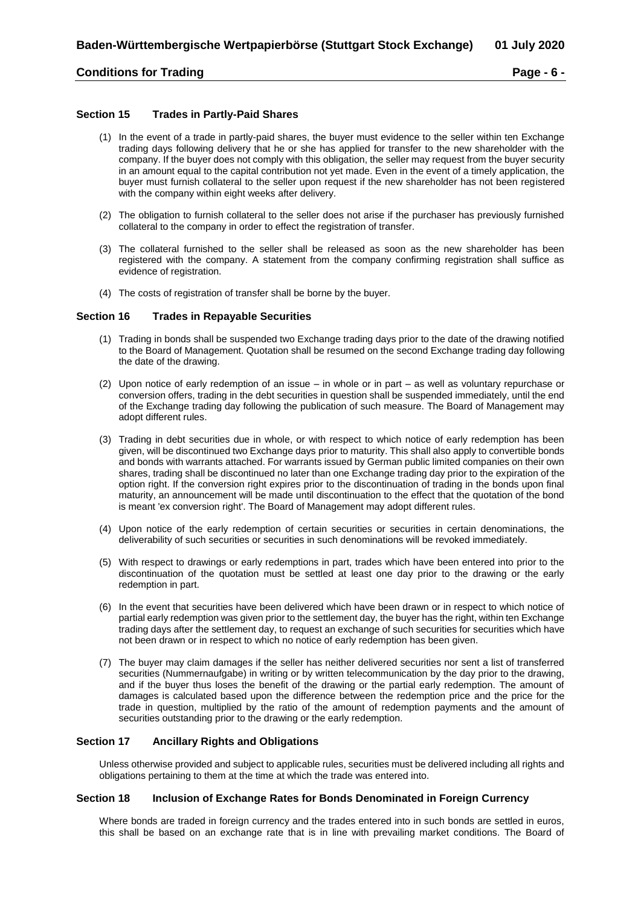## Section 15 Trades in Partly-Paid Shares

(1) In the event of a trade in partly-paid shares, the buyer must evidence to the seller within ten Exchange trading days following delivery that he or she has applied for transfer to the new shareholder with the company. If the buyer does not comply with this obligation, the seller may request from the buyer security in an amount equal to the capital contribution not yet made. Even in the event of a timely application, the buyer must furnish collateral to the seller upon request if the new shareholder has not been registered with the company within eight weeks after delivery.

(2) The obligation to furnish collateral to the seller does not arise if the purchaser has previously furnished collateral to the company in order to effect the registration of transfer.

(3) The collateral furnished to the seller shall be released as soon as the new shareholder has been registered with the company. A statement from the company confirming registration shall suffice as evidence of registration.

(4) The costs of registration of transfer shall be borne by the buyer.

## Section 16 Trades in Repayable Securities

(1) Trading in bonds shall be suspended two Exchange trading days prior to the date of the drawing notified to the Board of Management. Quotation shall be resumed on the second Exchange trading day following the date of the drawing.

(2) Upon notice of early redemption of an issue – in whole or in part – as well as voluntary repurchase or conversion offers, trading in the debt securities in question shall be suspended immediately, until the end of the Exchange trading day following the publication of such measure. The Board of Management may adopt different rules.

(3) Trading in debt securities due in whole, or with respect to which notice of early redemption has been given, will be discontinued two Exchange days prior to maturity. This shall also apply to convertible bonds and bonds with warrants attached. For warrants issued by German public limited companies on their own shares, trading shall be discontinued no later than one Exchange trading day prior to the expiration of the option right. If the conversion right expires prior to the discontinuation of trading in the bonds upon final maturity, an announcement will be made until discontinuation to the effect that the quotation of the bond is meant 'ex conversion right'. The Board of Management may adopt different rules.

(4) Upon notice of the early redemption of certain securities or securities in certain denominations, the deliverability of such securities or securities in such denominations will be revoked immediately.

(5) With respect to drawings or early redemptions in part, trades which have been entered into prior to the discontinuation of the quotation must be settled at least one day prior to the drawing or the early redemption in part.

(6) In the event that securities have been delivered which have been drawn or in respect to which notice of partial early redemption was given prior to the settlement day, the buyer has the right, within ten Exchange trading days after the settlement day, to request an exchange of such securities for securities which have not been drawn or in respect to which no notice of early redemption has been given.

(7) The buyer may claim damages if the seller has neither delivered securities nor sent a list of transferred securities (Nummernaufgabe) in writing or by written telecommunication by the day prior to the drawing, and if the buyer thus loses the benefit of the drawing or the partial early redemption. The amount of damages is calculated based upon the difference between the redemption price and the price for the trade in question, multiplied by the ratio of the amount of redemption payments and the amount of securities outstanding prior to the drawing or the early redemption.

## Section 17 Ancillary Rights and Obligations

Unless otherwise provided and subject to applicable rules, securities must be delivered including all rights and obligations pertaining to them at the time at which the trade was entered into.

## Section 18 Inclusion of Exchange Rates for Bonds Denominated in Foreign Currency

Where bonds are traded in foreign currency and the trades entered into in such bonds are settled in euros, this shall be based on an exchange rate that is in line with prevailing market conditions. The Board of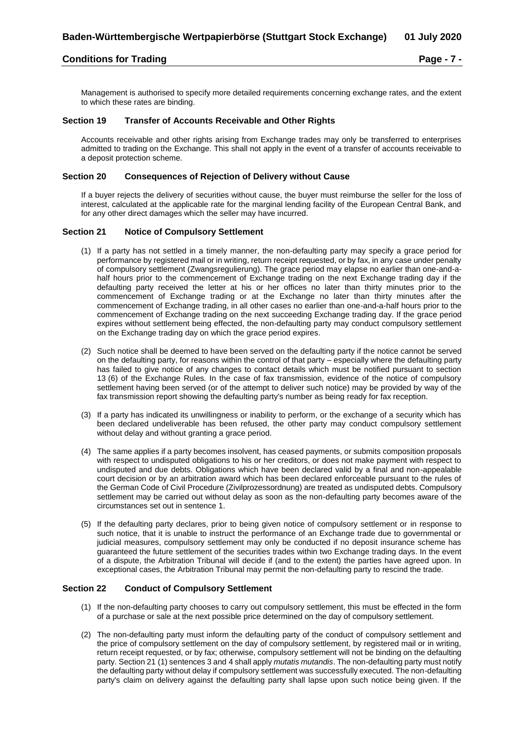Management is authorised to specify more detailed requirements concerning exchange rates, and the extent to which these rates are binding.

## Section 19 Transfer of Accounts Receivable and Other Rights

Accounts receivable and other rights arising from Exchange trades may only be transferred to enterprises admitted to trading on the Exchange. This shall not apply in the event of a transfer of accounts receivable to a deposit protection scheme.

## Section 20 Consequences of Rejection of Delivery without Cause

If a buyer rejects the delivery of securities without cause, the buyer must reimburse the seller for the loss of interest, calculated at the applicable rate for the marginal lending facility of the European Central Bank, and for any other direct damages which the seller may have incurred.

## Section 21 Notice of Compulsory Settlement

(1) If a party has not settled in a timely manner, the non-defaulting party may specify a grace period for performance by registered mail or in writing, return receipt requested, or by fax, in any case under penalty of compulsory settlement (Zwangsregulierung). The grace period may elapse no earlier than one-and-a-half hours prior to the commencement of Exchange trading on the next Exchange trading day if the defaulting party received the letter at his or her offices no later than thirty minutes prior to the commencement of Exchange trading or at the Exchange no later than thirty minutes after the commencement of Exchange trading, in all other cases no earlier than one-and-a-half hours prior to the commencement of Exchange trading on the next succeeding Exchange trading day. If the grace period expires without settlement being effected, the non-defaulting party may conduct compulsory settlement on the Exchange trading day on which the grace period expires.

(2) Such notice shall be deemed to have been served on the defaulting party if the notice cannot be served on the defaulting party, for reasons within the control of that party – especially where the defaulting party has failed to give notice of any changes to contact details which must be notified pursuant to section 13 (6) of the Exchange Rules. In the case of fax transmission, evidence of the notice of compulsory settlement having been served (or of the attempt to deliver such notice) may be provided by way of the fax transmission report showing the defaulting party's number as being ready for fax reception.

(3) If a party has indicated its unwillingness or inability to perform, or the exchange of a security which has been declared undeliverable has been refused, the other party may conduct compulsory settlement without delay and without granting a grace period.

(4) The same applies if a party becomes insolvent, has ceased payments, or submits composition proposals with respect to undisputed obligations to his or her creditors, or does not make payment with respect to undisputed and due debts. Obligations which have been declared valid by a final and non-appealable court decision or by an arbitration award which has been declared enforceable pursuant to the rules of the German Code of Civil Procedure (Zivilprozessordnung) are treated as undisputed debts. Compulsory settlement may be carried out without delay as soon as the non-defaulting party becomes aware of the circumstances set out in sentence 1.

(5) If the defaulting party declares, prior to being given notice of compulsory settlement or in response to such notice, that it is unable to instruct the performance of an Exchange trade due to governmental or judicial measures, compulsory settlement may only be conducted if no deposit insurance scheme has guaranteed the future settlement of the securities trades within two Exchange trading days. In the event of a dispute, the Arbitration Tribunal will decide if (and to the extent) the parties have agreed upon. In exceptional cases, the Arbitration Tribunal may permit the non-defaulting party to rescind the trade.

## Section 22 Conduct of Compulsory Settlement

(1) If the non-defaulting party chooses to carry out compulsory settlement, this must be effected in the form of a purchase or sale at the next possible price determined on the day of compulsory settlement.

(2) The non-defaulting party must inform the defaulting party of the conduct of compulsory settlement and the price of compulsory settlement on the day of compulsory settlement, by registered mail or in writing, return receipt requested, or by fax; otherwise, compulsory settlement will not be binding on the defaulting party. Section 21 (1) sentences 3 and 4 shall apply *mutatis mutandis*. The non-defaulting party must notify the defaulting party without delay if compulsory settlement was successfully executed. The non-defaulting party's claim on delivery against the defaulting party shall lapse upon such notice being given. If the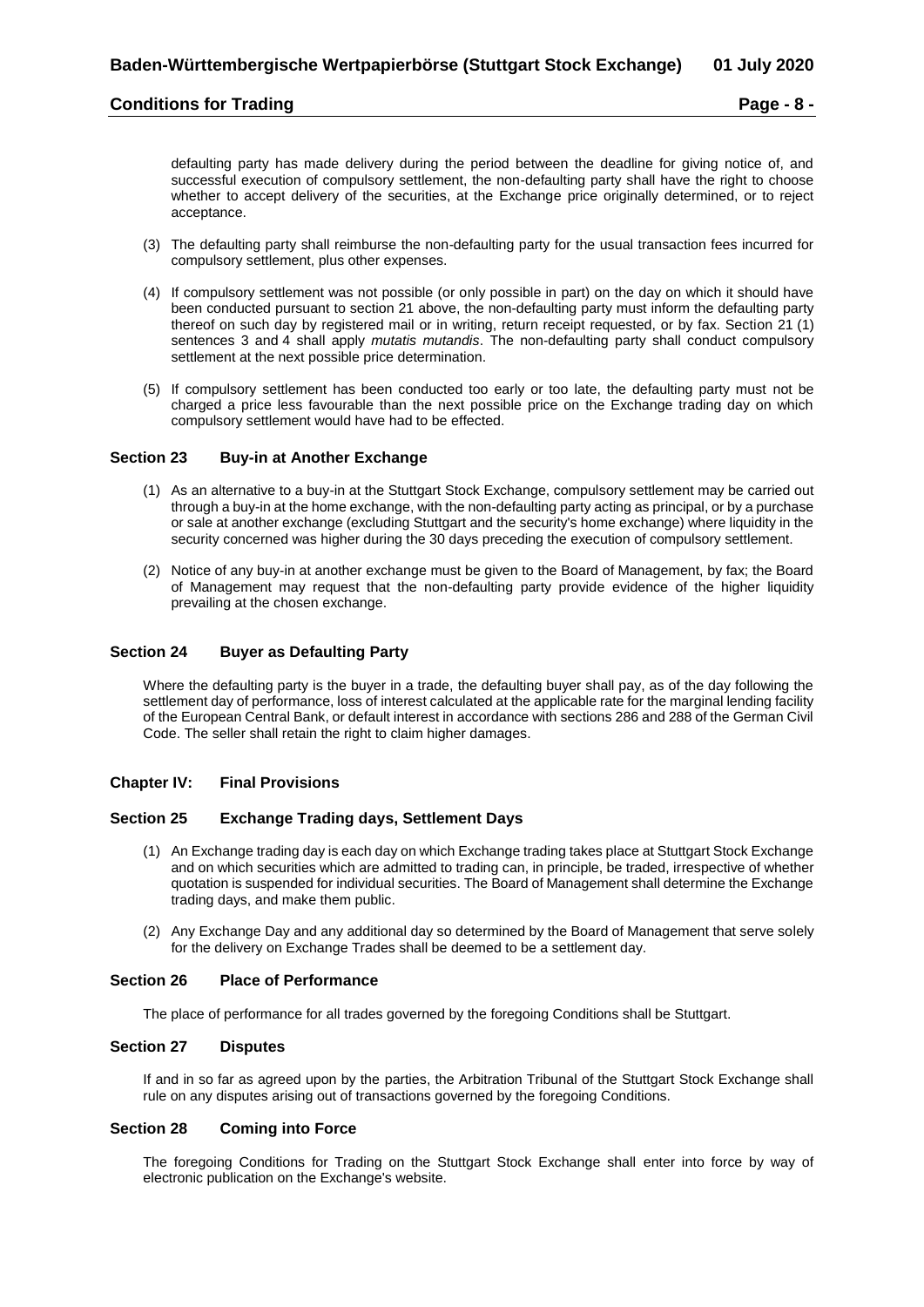defaulting party has made delivery during the period between the deadline for giving notice of, and successful execution of compulsory settlement, the non-defaulting party shall have the right to choose whether to accept delivery of the securities, at the Exchange price originally determined, or to reject acceptance.

(3) The defaulting party shall reimburse the non-defaulting party for the usual transaction fees incurred for compulsory settlement, plus other expenses.

(4) If compulsory settlement was not possible (or only possible in part) on the day on which it should have been conducted pursuant to section 21 above, the non-defaulting party must inform the defaulting party thereof on such day by registered mail or in writing, return receipt requested, or by fax. Section 21 (1) sentences 3 and 4 shall apply *mutatis mutandis*. The non-defaulting party shall conduct compulsory settlement at the next possible price determination.

(5) If compulsory settlement has been conducted too early or too late, the defaulting party must not be charged a price less favourable than the next possible price on the Exchange trading day on which compulsory settlement would have had to be effected.

### Section 23 Buy-in at Another Exchange

(1) As an alternative to a buy-in at the Stuttgart Stock Exchange, compulsory settlement may be carried out through a buy-in at the home exchange, with the non-defaulting party acting as principal, or by a purchase or sale at another exchange (excluding Stuttgart and the security's home exchange) where liquidity in the security concerned was higher during the 30 days preceding the execution of compulsory settlement.

(2) Notice of any buy-in at another exchange must be given to the Board of Management, by fax; the Board of Management may request that the non-defaulting party provide evidence of the higher liquidity prevailing at the chosen exchange.

### Section 24 Buyer as Defaulting Party

Where the defaulting party is the buyer in a trade, the defaulting buyer shall pay, as of the day following the settlement day of performance, loss of interest calculated at the applicable rate for the marginal lending facility of the European Central Bank, or default interest in accordance with sections 286 and 288 of the German Civil Code. The seller shall retain the right to claim higher damages.

## Chapter IV: Final Provisions

### Section 25 Exchange Trading days, Settlement Days

(1) An Exchange trading day is each day on which Exchange trading takes place at Stuttgart Stock Exchange and on which securities which are admitted to trading can, in principle, be traded, irrespective of whether quotation is suspended for individual securities. The Board of Management shall determine the Exchange trading days, and make them public.

(2) Any Exchange Day and any additional day so determined by the Board of Management that serve solely for the delivery on Exchange Trades shall be deemed to be a settlement day.

### Section 26 Place of Performance

The place of performance for all trades governed by the foregoing Conditions shall be Stuttgart.

### Section 27 Disputes

If and in so far as agreed upon by the parties, the Arbitration Tribunal of the Stuttgart Stock Exchange shall rule on any disputes arising out of transactions governed by the foregoing Conditions.

### Section 28 Coming into Force

The foregoing Conditions for Trading on the Stuttgart Stock Exchange shall enter into force by way of electronic publication on the Exchange's website.